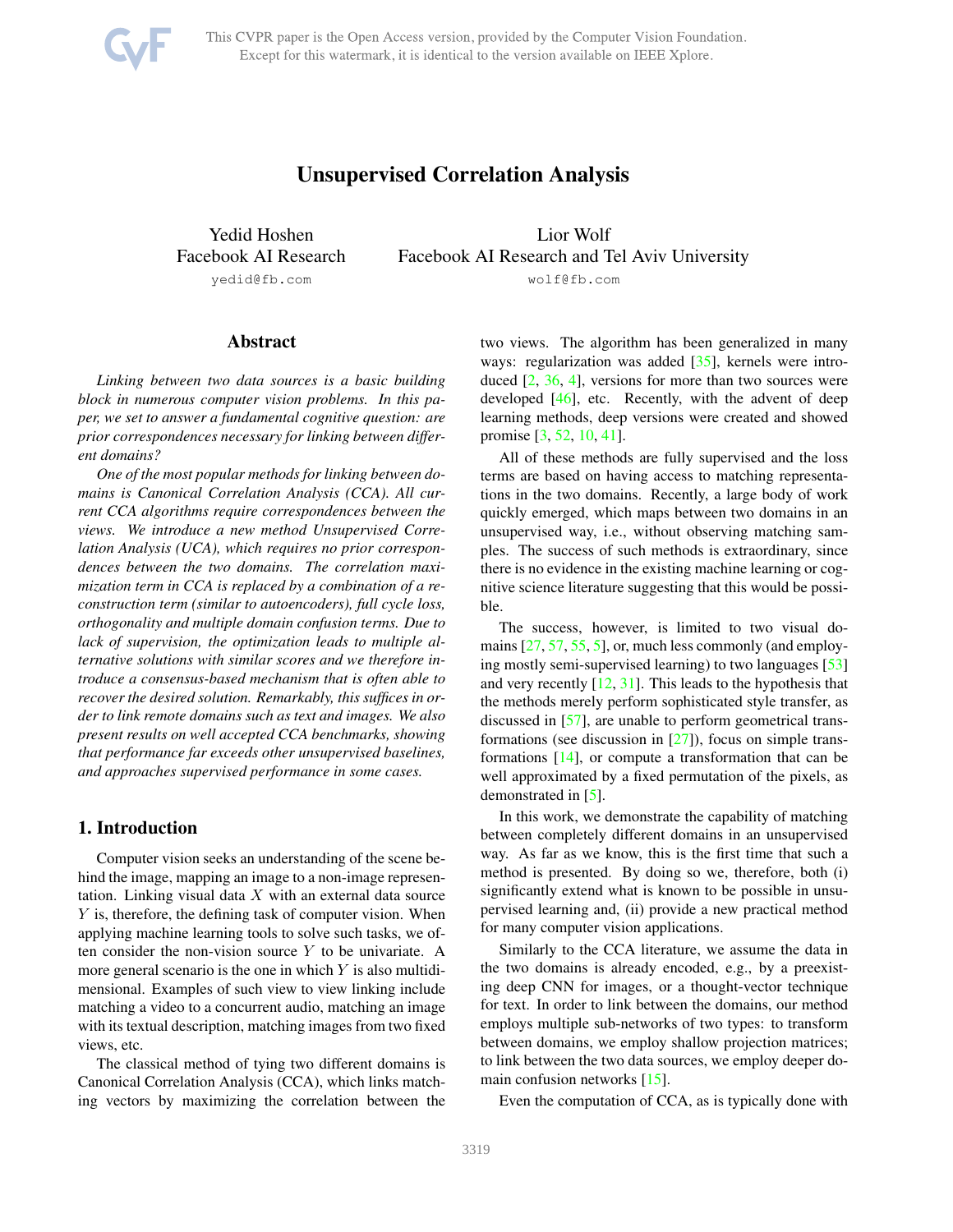# Unsupervised Correlation Analysis

Yedid Hoshen
Facebook AI Research
yedid@fb.com

Lior Wolf
Facebook AI Research and Tel Aviv University
wolf@fb.com

## Abstract

*Linking between two data sources is a basic building block in numerous computer vision problems. In this paper, we set to answer a fundamental cognitive question: are prior correspondences necessary for linking between different domains?*

*One of the most popular methods for linking between domains is Canonical Correlation Analysis (CCA). All current CCA algorithms require correspondences between the views. We introduce a new method Unsupervised Correlation Analysis (UCA), which requires no prior correspondences between the two domains. The correlation maximization term in CCA is replaced by a combination of a reconstruction term (similar to autoencoders), full cycle loss, orthogonality and multiple domain confusion terms. Due to lack of supervision, the optimization leads to multiple alternative solutions with similar scores and we therefore introduce a consensus-based mechanism that is often able to recover the desired solution. Remarkably, this suffices in order to link remote domains such as text and images. We also present results on well accepted CCA benchmarks, showing that performance far exceeds other unsupervised baselines, and approaches supervised performance in some cases.*

## 1. Introduction

Computer vision seeks an understanding of the scene behind the image, mapping an image to a non-image representation. Linking visual data $X$ with an external data source $Y$ is, therefore, the defining task of computer vision. When applying machine learning tools to solve such tasks, we often consider the non-vision source $Y$ to be univariate. A more general scenario is the one in which $Y$ is also multidimensional. Examples of such view to view linking include matching a video to a concurrent audio, matching an image with its textual description, matching images from two fixed views, etc.

The classical method of tying two different domains is Canonical Correlation Analysis (CCA), which links matching vectors by maximizing the correlation between the two views. The algorithm has been generalized in many ways: regularization was added [35], kernels were introduced [2, 36, 4], versions for more than two sources were developed [46], etc. Recently, with the advent of deep learning methods, deep versions were created and showed promise [3, 52, 10, 41].

All of these methods are fully supervised and the loss terms are based on having access to matching representations in the two domains. Recently, a large body of work quickly emerged, which maps between two domains in an unsupervised way, i.e., without observing matching samples. The success of such methods is extraordinary, since there is no evidence in the existing machine learning or cognitive science literature suggesting that this would be possible.

The success, however, is limited to two visual domains [27, 57, 55, 5], or, much less commonly (and employing mostly semi-supervised learning) to two languages [53] and very recently [12, 31]. This leads to the hypothesis that the methods merely perform sophisticated style transfer, as discussed in [57], are unable to perform geometrical transformations (see discussion in [27]), focus on simple transformations [14], or compute a transformation that can be well approximated by a fixed permutation of the pixels, as demonstrated in [5].

In this work, we demonstrate the capability of matching between completely different domains in an unsupervised way. As far as we know, this is the first time that such a method is presented. By doing so we, therefore, both (i) significantly extend what is known to be possible in unsupervised learning and, (ii) provide a new practical method for many computer vision applications.

Similarly to the CCA literature, we assume the data in the two domains is already encoded, e.g., by a preexisting deep CNN for images, or a thought-vector technique for text. In order to link between the domains, our method employs multiple sub-networks of two types: to transform between domains, we employ shallow projection matrices; to link between the two data sources, we employ deeper domain confusion networks [15].

Even the computation of CCA, as is typically done with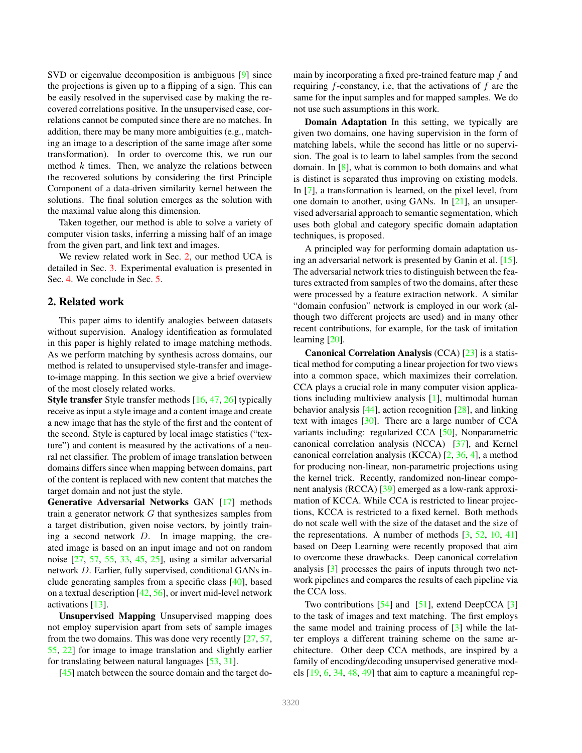SVD or eigenvalue decomposition is ambiguous [9] since the projections is given up to a flipping of a sign. This can be easily resolved in the supervised case by making the recovered correlations positive. In the unsupervised case, correlations cannot be computed since there are no matches. In addition, there may be many more ambiguities (e.g., matching an image to a description of the same image after some transformation). In order to overcome this, we run our method $k$ times. Then, we analyze the relations between the recovered solutions by considering the first Principle Component of a data-driven similarity kernel between the solutions. The final solution emerges as the solution with the maximal value along this dimension.

Taken together, our method is able to solve a variety of computer vision tasks, inferring a missing half of an image from the given part, and link text and images.

We review related work in Sec. 2, our method UCA is detailed in Sec. 3. Experimental evaluation is presented in Sec. 4. We conclude in Sec. 5.

## 2. Related work

This paper aims to identify analogies between datasets without supervision. Analogy identification as formulated in this paper is highly related to image matching methods. As we perform matching by synthesis across domains, our method is related to unsupervised style-transfer and image-to-image mapping. In this section we give a brief overview of the most closely related works.

**Style transfer** Style transfer methods [16, 47, 26] typically receive as input a style image and a content image and create a new image that has the style of the first and the content of the second. Style is captured by local image statistics ("texture") and content is measured by the activations of a neural net classifier. The problem of image translation between domains differs since when mapping between domains, part of the content is replaced with new content that matches the target domain and not just the style.

**Generative Adversarial Networks** GAN [17] methods train a generator network $G$ that synthesizes samples from a target distribution, given noise vectors, by jointly training a second network $D$. In image mapping, the created image is based on an input image and not on random noise [27, 57, 55, 33, 45, 25], using a similar adversarial network $D$. Earlier, fully supervised, conditional GANs include generating samples from a specific class [40], based on a textual description [42, 56], or invert mid-level network activations [13].

**Unsupervised Mapping** Unsupervised mapping does not employ supervision apart from sets of sample images from the two domains. This was done very recently [27, 57, 55, 22] for image to image translation and slightly earlier for translating between natural languages [53, 31].

[45] match between the source domain and the target domain by incorporating a fixed pre-trained feature map $f$ and requiring $f$-constancy, i.e, that the activations of $f$ are the same for the input samples and for mapped samples. We do not use such assumptions in this work.

**Domain Adaptation** In this setting, we typically are given two domains, one having supervision in the form of matching labels, while the second has little or no supervision. The goal is to learn to label samples from the second domain. In [8], what is common to both domains and what is distinct is separated thus improving on existing models. In [7], a transformation is learned, on the pixel level, from one domain to another, using GANs. In [21], an unsupervised adversarial approach to semantic segmentation, which uses both global and category specific domain adaptation techniques, is proposed.

A principled way for performing domain adaptation using an adversarial network is presented by Ganin et al. [15]. The adversarial network tries to distinguish between the features extracted from samples of two the domains, after these were processed by a feature extraction network. A similar "domain confusion" network is employed in our work (although two different projects are used) and in many other recent contributions, for example, for the task of imitation learning [20].

**Canonical Correlation Analysis** (CCA) [23] is a statistical method for computing a linear projection for two views into a common space, which maximizes their correlation. CCA plays a crucial role in many computer vision applications including multiview analysis [1], multimodal human behavior analysis [44], action recognition [28], and linking text with images [30]. There are a large number of CCA variants including: regularized CCA [50], Nonparametric canonical correlation analysis (NCCA) [37], and Kernel canonical correlation analysis (KCCA) [2, 36, 4], a method for producing non-linear, non-parametric projections using the kernel trick. Recently, randomized non-linear component analysis (RCCA) [39] emerged as a low-rank approximation of KCCA. While CCA is restricted to linear projections, KCCA is restricted to a fixed kernel. Both methods do not scale well with the size of the dataset and the size of the representations. A number of methods [3, 52, 10, 41] based on Deep Learning were recently proposed that aim to overcome these drawbacks. Deep canonical correlation analysis [3] processes the pairs of inputs through two network pipelines and compares the results of each pipeline via the CCA loss.

Two contributions [54] and [51], extend DeepCCA [3] to the task of images and text matching. The first employs the same model and training process of [3] while the latter employs a different training scheme on the same architecture. Other deep CCA methods, are inspired by a family of encoding/decoding unsupervised generative models [19, 6, 34, 48, 49] that aim to capture a meaningful rep-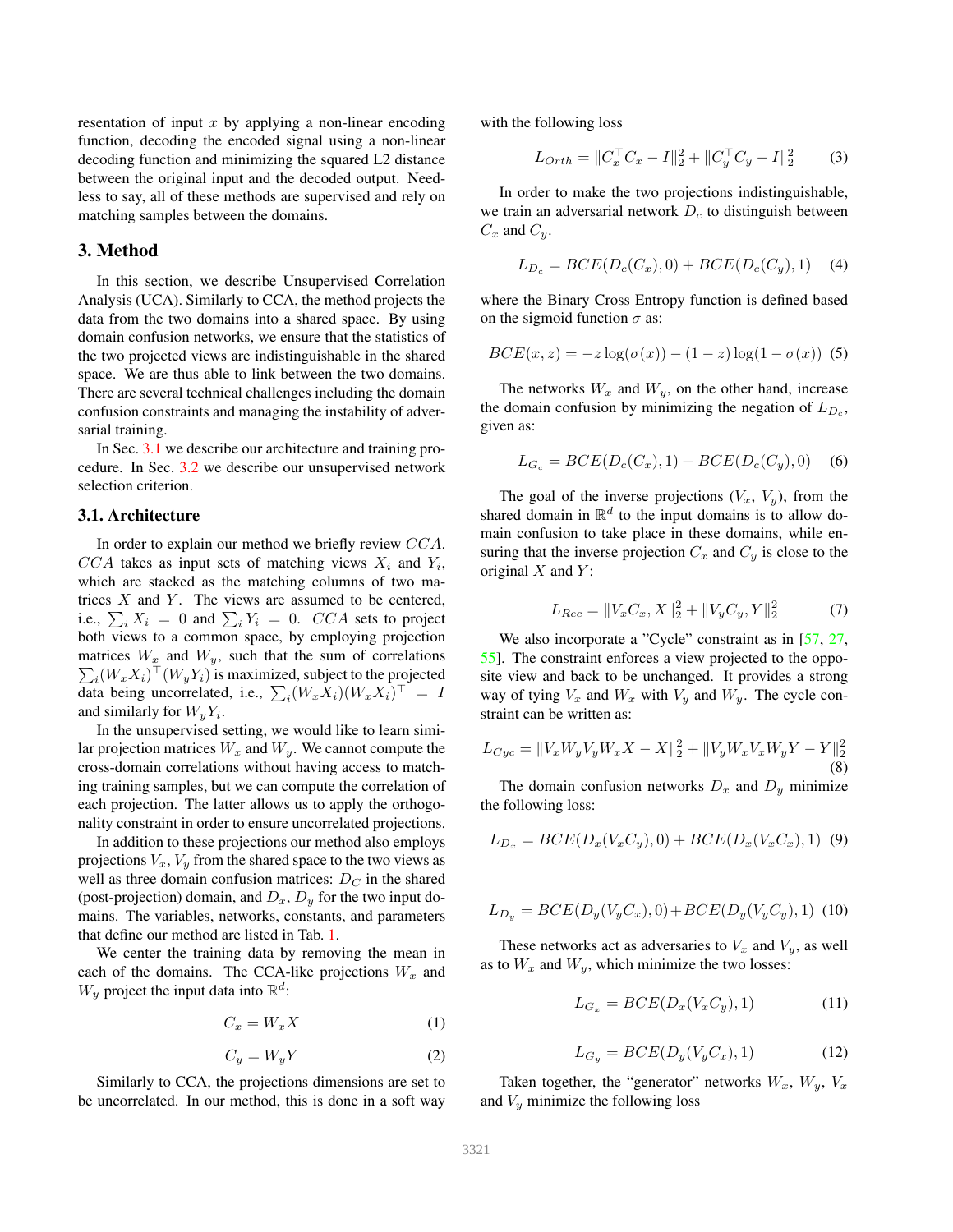resentation of input $x$ by applying a non-linear encoding function, decoding the encoded signal using a non-linear decoding function and minimizing the squared L2 distance between the original input and the decoded output. Needless to say, all of these methods are supervised and rely on matching samples between the domains.

## 3. Method

In this section, we describe Unsupervised Correlation Analysis (UCA). Similarly to CCA, the method projects the data from the two domains into a shared space. By using domain confusion networks, we ensure that the statistics of the two projected views are indistinguishable in the shared space. We are thus able to link between the two domains. There are several technical challenges including the domain confusion constraints and managing the instability of adversarial training.

In Sec. 3.1 we describe our architecture and training procedure. In Sec. 3.2 we describe our unsupervised network selection criterion.

### 3.1. Architecture

In order to explain our method we briefly review $CCA$. $CCA$ takes as input sets of matching views $X_i$ and $Y_i$, which are stacked as the matching columns of two matrices $X$ and $Y$. The views are assumed to be centered, i.e., $\sum_i X_i = 0$ and $\sum_i Y_i = 0$. $CCA$ sets to project both views to a common space, by employing projection matrices $W_x$ and $W_y$, such that the sum of correlations $\sum_i (W_x X_i)^\top (W_y Y_i)$ is maximized, subject to the projected data being uncorrelated, i.e., $\sum_i (W_x X_i)(W_x X_i)^\top = I$ and similarly for $W_y Y_i$.

In the unsupervised setting, we would like to learn similar projection matrices $W_x$ and $W_y$. We cannot compute the cross-domain correlations without having access to matching training samples, but we can compute the correlation of each projection. The latter allows us to apply the orthogonality constraint in order to ensure uncorrelated projections.

In addition to these projections our method also employs projections $V_x, V_y$ from the shared space to the two views as well as three domain confusion matrices: $D_C$ in the shared (post-projection) domain, and $D_x$, $D_y$ for the two input domains. The variables, networks, constants, and parameters that define our method are listed in Tab. 1.

We center the training data by removing the mean in each of the domains. The CCA-like projections $W_x$ and $W_y$ project the input data into $\mathbb{R}^d$:

$$C_x = W_x X \tag{1}$$

$$C_y = W_y Y \tag{2}$$

Similarly to CCA, the projections dimensions are set to be uncorrelated. In our method, this is done in a soft way with the following loss

$$L_{Orth} = \|C_x^\top C_x - I\|_2^2 + \|C_y^\top C_y - I\|_2^2 \tag{3}$$

In order to make the two projections indistinguishable, we train an adversarial network $D_c$ to distinguish between $C_x$ and $C_y$.

$$L_{D_c} = BCE(D_c(C_x), 0) + BCE(D_c(C_y), 1) \tag{4}$$

where the Binary Cross Entropy function is defined based on the sigmoid function $\sigma$ as:

$$BCE(x, z) = -z \log(\sigma(x)) - (1 - z) \log(1 - \sigma(x)) \tag{5}$$

The networks $W_x$ and $W_y$, on the other hand, increase the domain confusion by minimizing the negation of $L_{D_c}$, given as:

$$L_{G_c} = BCE(D_c(C_x), 1) + BCE(D_c(C_y), 0) \tag{6}$$

The goal of the inverse projections ($V_x$, $V_y$), from the shared domain in $\mathbb{R}^d$ to the input domains is to allow domain confusion to take place in these domains, while ensuring that the inverse projection $C_x$ and $C_y$ is close to the original $X$ and $Y$:

$$L_{Rec} = \|V_x C_x, X\|_2^2 + \|V_y C_y, Y\|_2^2 \tag{7}$$

We also incorporate a "Cycle" constraint as in [57, 27, 55]. The constraint enforces a view projected to the opposite view and back to be unchanged. It provides a strong way of tying $V_x$ and $W_x$ with $V_y$ and $W_y$. The cycle constraint can be written as:

$$L_{Cyc} = \|V_x W_y V_y W_x X - X\|_2^2 + \|V_y W_x V_x W_y Y - Y\|_2^2 \tag{8}$$

The domain confusion networks $D_x$ and $D_y$ minimize the following loss:

$$L_{D_x} = BCE(D_x(V_x C_y), 0) + BCE(D_x(V_x C_x), 1) \tag{9}$$

$$L_{D_y} = BCE(D_y(V_y C_x), 0) + BCE(D_y(V_y C_y), 1) \tag{10}$$

These networks act as adversaries to $V_x$ and $V_y$, as well as to $W_x$ and $W_y$, which minimize the two losses:

$$L_{G_x} = BCE(D_x(V_x C_y), 1) \tag{11}$$

$$L_{G_y} = BCE(D_y(V_y C_x), 1) \tag{12}$$

Taken together, the "generator" networks $W_x$, $W_y$, $V_x$ and $V_y$ minimize the following loss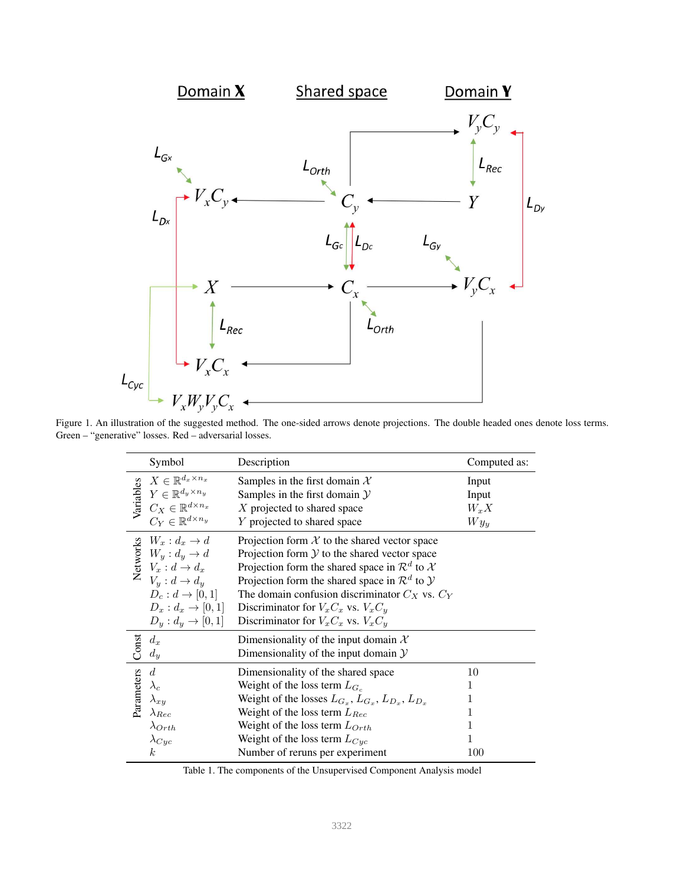Figure 1. An illustration of the suggested method. The one-sided arrows denote projections. The double headed ones denote loss terms. Green – "generative" losses. Red – adversarial losses.

| | Symbol | Description | Computed as: |
|---|---|---|---|
| Variables | $X \in \mathbb{R}^{d_x \times n_x}$ | Samples in the first domain $\mathcal{X}$ | Input |
| | $Y \in \mathbb{R}^{d_y \times n_y}$ | Samples in the first domain $\mathcal{Y}$ | Input |
| | $C_X \in \mathbb{R}^{d \times n_x}$ | $X$ projected to shared space | $W_x X$ |
| | $C_Y \in \mathbb{R}^{d \times n_y}$ | $Y$ projected to shared space | $W y_y$ |
| Networks | $W_x : d_x \to d$ | Projection form $\mathcal{X}$ to the shared vector space | |
| | $W_y : d_y \to d$ | Projection form $\mathcal{Y}$ to the shared vector space | |
| | $V_x : d \to d_x$ | Projection form the shared space in $\mathcal{R}^d$ to $\mathcal{X}$ | |
| | $V_y : d \to d_y$ | Projection form the shared space in $\mathcal{R}^d$ to $\mathcal{Y}$ | |
| | $D_c : d \to [0, 1]$ | The domain confusion discriminator $C_X$ vs. $C_Y$ | |
| | $D_x : d_x \to [0, 1]$ | Discriminator for $V_x C_x$ vs. $V_x C_y$ | |
| | $D_y : d_y \to [0, 1]$ | Discriminator for $V_x C_x$ vs. $V_x C_y$ | |
| Const | $d_x$ | Dimensionality of the input domain $\mathcal{X}$ | |
| | $d_y$ | Dimensionality of the input domain $\mathcal{Y}$ | |
| Parameters | $d$ | Dimensionality of the shared space | 10 |
| | $\lambda_c$ | Weight of the loss term $L_{G_c}$ | 1 |
| | $\lambda_{xy}$ | Weight of the losses $L_{G_x}$, $L_{G_x}$, $L_{D_x}$, $L_{D_x}$ | 1 |
| | $\lambda_{Rec}$ | Weight of the loss term $L_{Rec}$ | 1 |
| | $\lambda_{Orth}$ | Weight of the loss term $L_{Orth}$ | 1 |
| | $\lambda_{Cyc}$ | Weight of the loss term $L_{Cyc}$ | 1 |
| | $k$ | Number of reruns per experiment | 100 |

Table 1. The components of the Unsupervised Component Analysis model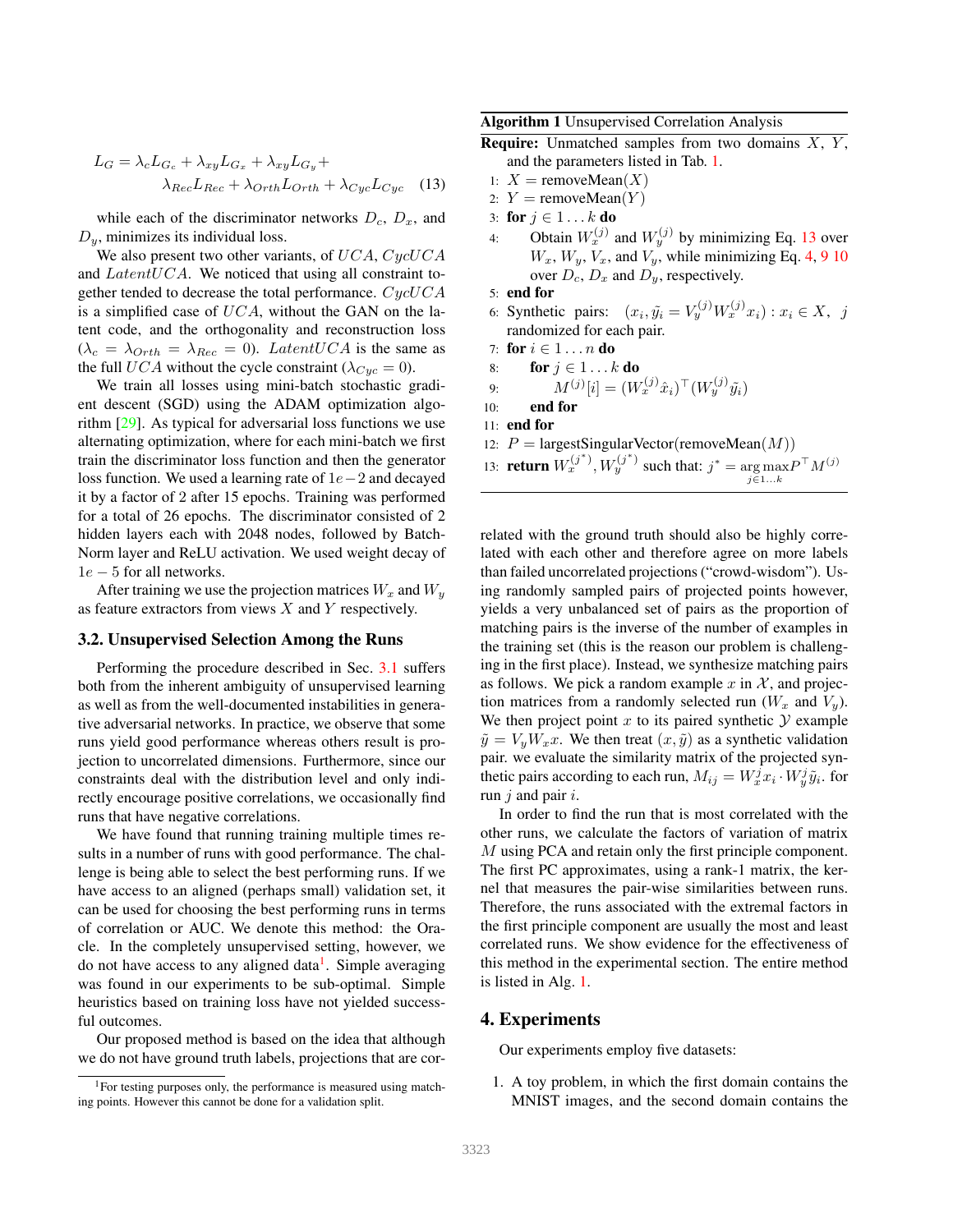$$L_G = \lambda_c L_{G_c} + \lambda_{xy} L_{G_x} + \lambda_{xy} L_{G_y} + \lambda_{Rec} L_{Rec} + \lambda_{Orth} L_{Orth} + \lambda_{Cyc} L_{Cyc} \quad (13)$$

while each of the discriminator networks $D_c$, $D_x$, and $D_y$, minimizes its individual loss.

We also present two other variants, of $UCA$, $CycUCA$ and $LatentUCA$. We noticed that using all constraint together tended to decrease the total performance. $CycUCA$ is a simplified case of $UCA$, without the GAN on the latent code, and the orthogonality and reconstruction loss ($\lambda_c = \lambda_{Orth} = \lambda_{Rec} = 0$). $LatentUCA$ is the same as the full $UCA$ without the cycle constraint ($\lambda_{Cyc} = 0$).

We train all losses using mini-batch stochastic gradient descent (SGD) using the ADAM optimization algorithm [29]. As typical for adversarial loss functions we use alternating optimization, where for each mini-batch we first train the discriminator loss function and then the generator loss function. We used a learning rate of $1e{-}2$ and decayed it by a factor of 2 after 15 epochs. Training was performed for a total of 26 epochs. The discriminator consisted of 2 hidden layers each with 2048 nodes, followed by BatchNorm layer and ReLU activation. We used weight decay of $1e-5$ for all networks.

After training we use the projection matrices $W_x$ and $W_y$ as feature extractors from views $X$ and $Y$ respectively.

### 3.2. Unsupervised Selection Among the Runs

Performing the procedure described in Sec. 3.1 suffers both from the inherent ambiguity of unsupervised learning as well as from the well-documented instabilities in generative adversarial networks. In practice, we observe that some runs yield good performance whereas others result is projection to uncorrelated dimensions. Furthermore, since our constraints deal with the distribution level and only indirectly encourage positive correlations, we occasionally find runs that have negative correlations.

We have found that running training multiple times results in a number of runs with good performance. The challenge is being able to select the best performing runs. If we have access to an aligned (perhaps small) validation set, it can be used for choosing the best performing runs in terms of correlation or AUC. We denote this method: the Oracle. In the completely unsupervised setting, however, we do not have access to any aligned data[1]. Simple averaging was found in our experiments to be sub-optimal. Simple heuristics based on training loss have not yielded successful outcomes.

Our proposed method is based on the idea that although we do not have ground truth labels, projections that are correlated with the ground truth should also be highly correlated with each other and therefore agree on more labels than failed uncorrelated projections ("crowd-wisdom"). Using randomly sampled pairs of projected points however, yields a very unbalanced set of pairs as the proportion of matching pairs is the inverse of the number of examples in the training set (this is the reason our problem is challenging in the first place). Instead, we synthesize matching pairs as follows. We pick a random example $x$ in $\mathcal{X}$, and projection matrices from a randomly selected run ($W_x$ and $V_y$). We then project point $x$ to its paired synthetic $\mathcal{Y}$ example $\tilde{y} = V_y W_x x$. We then treat $(x, \tilde{y})$ as a synthetic validation pair. we evaluate the similarity matrix of the projected synthetic pairs according to each run, $M_{ij} = W_x^j x_i \cdot W_y^j \tilde{y}_i$. for run $j$ and pair $i$.

In order to find the run that is most correlated with the other runs, we calculate the factors of variation of matrix $M$ using PCA and retain only the first principle component. The first PC approximates, using a rank-1 matrix, the kernel that measures the pair-wise similarities between runs. Therefore, the runs associated with the extremal factors in the first principle component are usually the most and least correlated runs. We show evidence for the effectiveness of this method in the experimental section. The entire method is listed in Alg. 1.

**Algorithm 1** Unsupervised Correlation Analysis

**Require:** Unmatched samples from two domains $X$, $Y$, and the parameters listed in Tab. 1.

1: $X = \text{removeMean}(X)$
2: $Y = \text{removeMean}(Y)$
3: **for** $j \in 1 \ldots k$ **do**
4: Obtain $W_x^{(j)}$ and $W_y^{(j)}$ by minimizing Eq. 13 over $W_x$, $W_y$, $V_x$, and $V_y$, while minimizing Eq. 4, 9 10 over $D_c$, $D_x$ and $D_y$, respectively.
5: **end for**
6: Synthetic pairs: $(x_i, \tilde{y}_i = V_y^{(j)} W_x^{(j)} x_i) : x_i \in X$, $j$ randomized for each pair.
7: **for** $i \in 1 \ldots n$ **do**
8: **for** $j \in 1 \ldots k$ **do**
9: $M^{(j)}[i] = (W_x^{(j)} \hat{x}_i)^\top (W_y^{(j)} \tilde{y}_i)$
10: **end for**
11: **end for**
12: $P = \text{largestSingularVector}(\text{removeMean}(M))$
13: **return** $W_x^{(j^*)}, W_y^{(j^*)}$ such that: $j^* = \arg\max_{j \in 1 \ldots k} P^\top M^{(j)}$

## 4. Experiments

Our experiments employ five datasets:

1. A toy problem, in which the first domain contains the MNIST images, and the second domain contains the

[1] For testing purposes only, the performance is measured using matching points. However this cannot be done for a validation split.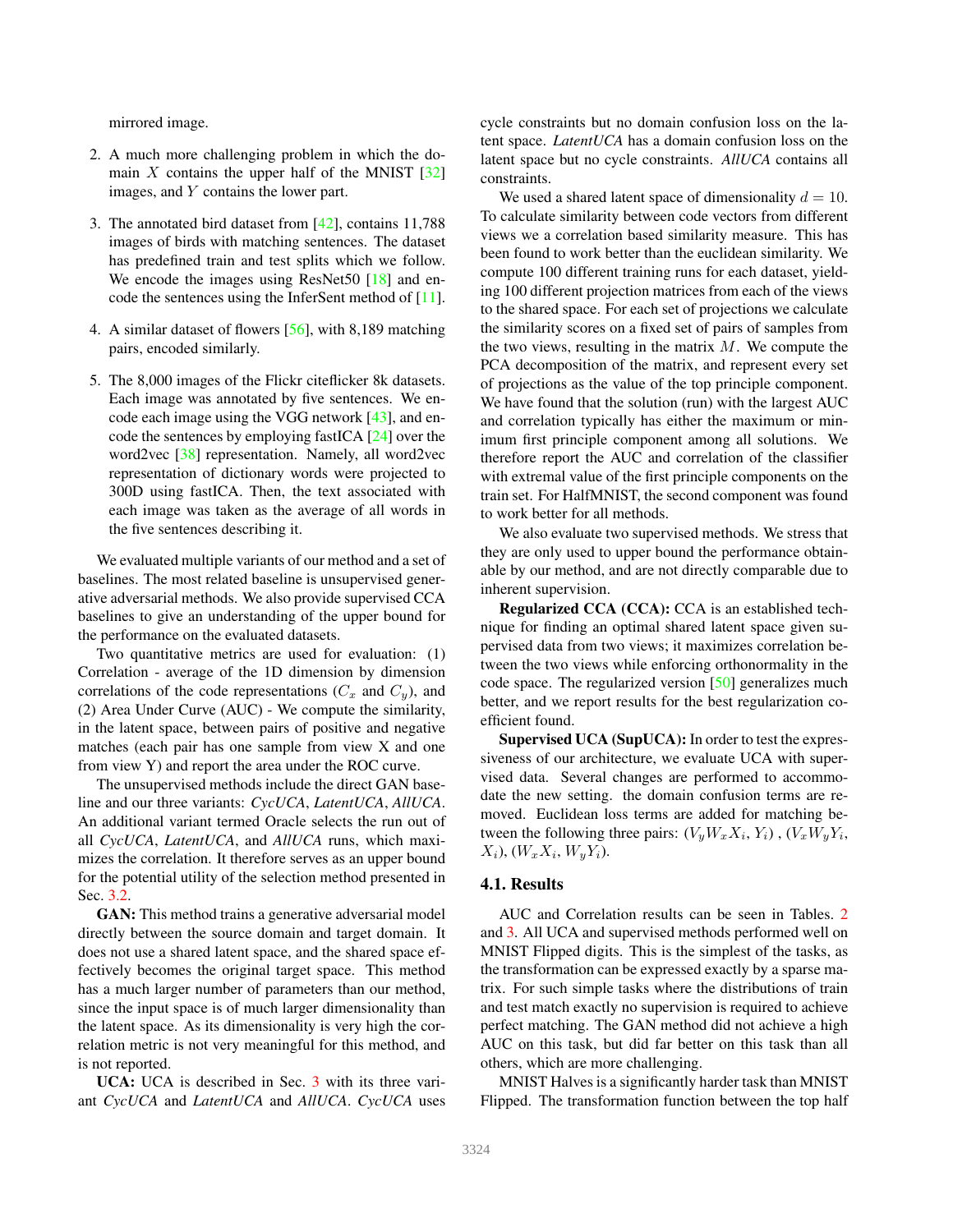mirrored image.

2. A much more challenging problem in which the domain $X$ contains the upper half of the MNIST [32] images, and $Y$ contains the lower part.

3. The annotated bird dataset from [42], contains 11,788 images of birds with matching sentences. The dataset has predefined train and test splits which we follow. We encode the images using ResNet50 [18] and encode the sentences using the InferSent method of [11].

4. A similar dataset of flowers [56], with 8,189 matching pairs, encoded similarly.

5. The 8,000 images of the Flickr citeflicker 8k datasets. Each image was annotated by five sentences. We encode each image using the VGG network [43], and encode the sentences by employing fastICA [24] over the word2vec [38] representation. Namely, all word2vec representation of dictionary words were projected to 300D using fastICA. Then, the text associated with each image was taken as the average of all words in the five sentences describing it.

We evaluated multiple variants of our method and a set of baselines. The most related baseline is unsupervised generative adversarial methods. We also provide supervised CCA baselines to give an understanding of the upper bound for the performance on the evaluated datasets.

Two quantitative metrics are used for evaluation: (1) Correlation - average of the 1D dimension by dimension correlations of the code representations ($C_x$ and $C_y$), and (2) Area Under Curve (AUC) - We compute the similarity, in the latent space, between pairs of positive and negative matches (each pair has one sample from view X and one from view Y) and report the area under the ROC curve.

The unsupervised methods include the direct GAN baseline and our three variants: *CycUCA*, *LatentUCA*, *AllUCA*. An additional variant termed Oracle selects the run out of all *CycUCA*, *LatentUCA*, and *AllUCA* runs, which maximizes the correlation. It therefore serves as an upper bound for the potential utility of the selection method presented in Sec. 3.2.

**GAN:** This method trains a generative adversarial model directly between the source domain and target domain. It does not use a shared latent space, and the shared space effectively becomes the original target space. This method has a much larger number of parameters than our method, since the input space is of much larger dimensionality than the latent space. As its dimensionality is very high the correlation metric is not very meaningful for this method, and is not reported.

**UCA:** UCA is described in Sec. 3 with its three variant *CycUCA* and *LatentUCA* and *AllUCA*. *CycUCA* uses cycle constraints but no domain confusion loss on the latent space. *LatentUCA* has a domain confusion loss on the latent space but no cycle constraints. *AllUCA* contains all constraints.

We used a shared latent space of dimensionality $d = 10$. To calculate similarity between code vectors from different views we a correlation based similarity measure. This has been found to work better than the euclidean similarity. We compute 100 different training runs for each dataset, yielding 100 different projection matrices from each of the views to the shared space. For each set of projections we calculate the similarity scores on a fixed set of pairs of samples from the two views, resulting in the matrix $M$. We compute the PCA decomposition of the matrix, and represent every set of projections as the value of the top principle component. We have found that the solution (run) with the largest AUC and correlation typically has either the maximum or minimum first principle component among all solutions. We therefore report the AUC and correlation of the classifier with extremal value of the first principle components on the train set. For HalfMNIST, the second component was found to work better for all methods.

We also evaluate two supervised methods. We stress that they are only used to upper bound the performance obtainable by our method, and are not directly comparable due to inherent supervision.

**Regularized CCA (CCA):** CCA is an established technique for finding an optimal shared latent space given supervised data from two views; it maximizes correlation between the two views while enforcing orthonormality in the code space. The regularized version [50] generalizes much better, and we report results for the best regularization coefficient found.

**Supervised UCA (SupUCA):** In order to test the expressiveness of our architecture, we evaluate UCA with supervised data. Several changes are performed to accommodate the new setting. the domain confusion terms are removed. Euclidean loss terms are added for matching between the following three pairs: $(V_y W_x X_i, Y_i)$ , $(V_x W_y Y_i, X_i)$, $(W_x X_i, W_y Y_i)$.

### 4.1. Results

AUC and Correlation results can be seen in Tables. 2 and 3. All UCA and supervised methods performed well on MNIST Flipped digits. This is the simplest of the tasks, as the transformation can be expressed exactly by a sparse matrix. For such simple tasks where the distributions of train and test match exactly no supervision is required to achieve perfect matching. The GAN method did not achieve a high AUC on this task, but did far better on this task than all others, which are more challenging.

MNIST Halves is a significantly harder task than MNIST Flipped. The transformation function between the top half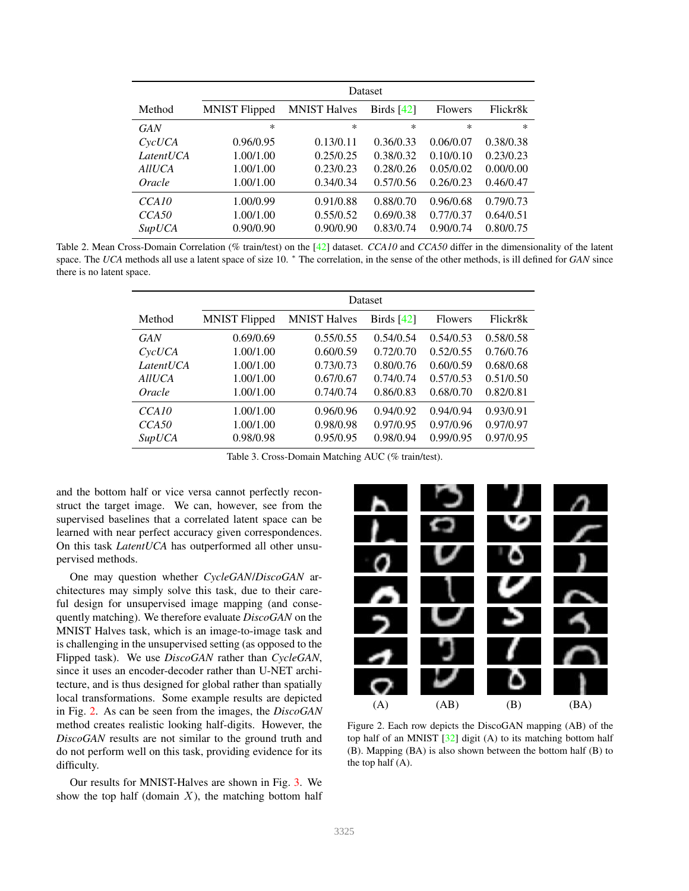| Method | Dataset | | | | |
|---|---|---|---|---|---|
| | MNIST Flipped | MNIST Halves | Birds [42] | Flowers | Flickr8k |
| *GAN* | * | * | * | * | * |
| *CycUCA* | 0.96/0.95 | 0.13/0.11 | 0.36/0.33 | 0.06/0.07 | 0.38/0.38 |
| *LatentUCA* | 1.00/1.00 | 0.25/0.25 | 0.38/0.32 | 0.10/0.10 | 0.23/0.23 |
| *AllUCA* | 1.00/1.00 | 0.23/0.23 | 0.28/0.26 | 0.05/0.02 | 0.00/0.00 |
| *Oracle* | 1.00/1.00 | 0.34/0.34 | 0.57/0.56 | 0.26/0.23 | 0.46/0.47 |
| *CCA10* | 1.00/0.99 | 0.91/0.88 | 0.88/0.70 | 0.96/0.68 | 0.79/0.73 |
| *CCA50* | 1.00/1.00 | 0.55/0.52 | 0.69/0.38 | 0.77/0.37 | 0.64/0.51 |
| *SupUCA* | 0.90/0.90 | 0.90/0.90 | 0.83/0.74 | 0.90/0.74 | 0.80/0.75 |

Table 2. Mean Cross-Domain Correlation (% train/test) on the [42] dataset. *CCA10* and *CCA50* differ in the dimensionality of the latent space. The *UCA* methods all use a latent space of size 10. * The correlation, in the sense of the other methods, is ill defined for *GAN* since there is no latent space.

| Method | Dataset | | | | |
|---|---|---|---|---|---|
| | MNIST Flipped | MNIST Halves | Birds [42] | Flowers | Flickr8k |
| *GAN* | 0.69/0.69 | 0.55/0.55 | 0.54/0.54 | 0.54/0.53 | 0.58/0.58 |
| *CycUCA* | 1.00/1.00 | 0.60/0.59 | 0.72/0.70 | 0.52/0.55 | 0.76/0.76 |
| *LatentUCA* | 1.00/1.00 | 0.73/0.73 | 0.80/0.76 | 0.60/0.59 | 0.68/0.68 |
| *AllUCA* | 1.00/1.00 | 0.67/0.67 | 0.74/0.74 | 0.57/0.53 | 0.51/0.50 |
| *Oracle* | 1.00/1.00 | 0.74/0.74 | 0.86/0.83 | 0.68/0.70 | 0.82/0.81 |
| *CCA10* | 1.00/1.00 | 0.96/0.96 | 0.94/0.92 | 0.94/0.94 | 0.93/0.91 |
| *CCA50* | 1.00/1.00 | 0.98/0.98 | 0.97/0.95 | 0.97/0.96 | 0.97/0.97 |
| *SupUCA* | 0.98/0.98 | 0.95/0.95 | 0.98/0.94 | 0.99/0.95 | 0.97/0.95 |

Table 3. Cross-Domain Matching AUC (% train/test).

and the bottom half or vice versa cannot perfectly reconstruct the target image. We can, however, see from the supervised baselines that a correlated latent space can be learned with near perfect accuracy given correspondences. On this task *LatentUCA* has outperformed all other unsupervised methods.

One may question whether *CycleGAN*/*DiscoGAN* architectures may simply solve this task, due to their careful design for unsupervised image mapping (and consequently matching). We therefore evaluate *DiscoGAN* on the MNIST Halves task, which is an image-to-image task and is challenging in the unsupervised setting (as opposed to the Flipped task). We use *DiscoGAN* rather than *CycleGAN*, since it uses an encoder-decoder rather than U-NET architecture, and is thus designed for global rather than spatially local transformations. Some example results are depicted in Fig. 2. As can be seen from the images, the *DiscoGAN* method creates realistic looking half-digits. However, the *DiscoGAN* results are not similar to the ground truth and do not perform well on this task, providing evidence for its difficulty.

Our results for MNIST-Halves are shown in Fig. 3. We show the top half (domain $X$), the matching bottom half

(A) (AB) (B) (BA)

Figure 2. Each row depicts the DiscoGAN mapping (AB) of the top half of an MNIST [32] digit (A) to its matching bottom half (B). Mapping (BA) is also shown between the bottom half (B) to the top half (A).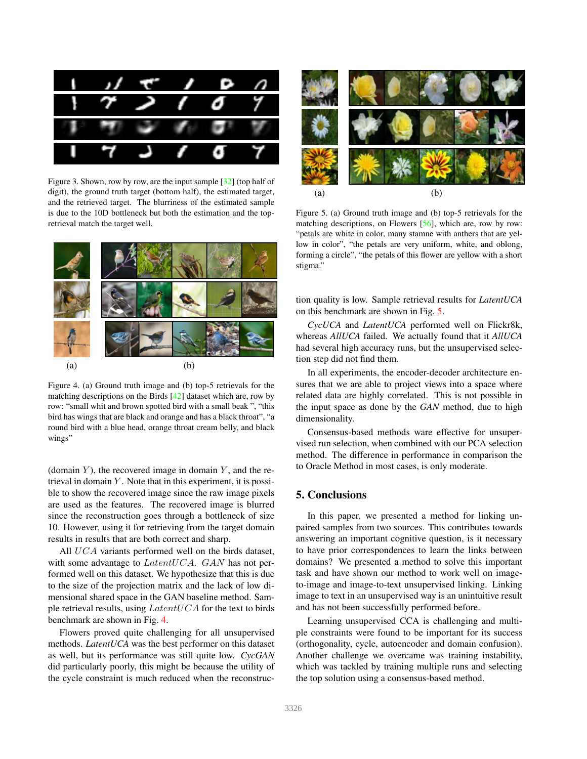Figure 3. Shown, row by row, are the input sample [32] (top half of digit), the ground truth target (bottom half), the estimated target, and the retrieved target. The blurriness of the estimated sample is due to the 10D bottleneck but both the estimation and the top-retrieval match the target well.

Figure 4. (a) Ground truth image and (b) top-5 retrievals for the matching descriptions on the Birds [42] dataset which are, row by row: "small whit and brown spotted bird with a small beak ", "this bird has wings that are black and orange and has a black throat", "a round bird with a blue head, orange throat cream belly, and black wings"

(domain $Y$), the recovered image in domain $Y$, and the retrieval in domain $Y$. Note that in this experiment, it is possible to show the recovered image since the raw image pixels are used as the features. The recovered image is blurred since the reconstruction goes through a bottleneck of size 10. However, using it for retrieving from the target domain results in results that are both correct and sharp.

All $UCA$ variants performed well on the birds dataset, with some advantage to $LatentUCA$. $GAN$ has not performed well on this dataset. We hypothesize that this is due to the size of the projection matrix and the lack of low dimensional shared space in the GAN baseline method. Sample retrieval results, using $LatentUCA$ for the text to birds benchmark are shown in Fig. 4.

Flowers proved quite challenging for all unsupervised methods. *LatentUCA* was the best performer on this dataset as well, but its performance was still quite low. *CycGAN* did particularly poorly, this might be because the utility of the cycle constraint is much reduced when the reconstruction quality is low. Sample retrieval results for *LatentUCA* on this benchmark are shown in Fig. 5.

Figure 5. (a) Ground truth image and (b) top-5 retrievals for the matching descriptions, on Flowers [56], which are, row by row: "petals are white in color, many stamne with anthers that are yellow in color", "the petals are very uniform, white, and oblong, forming a circle", "the petals of this flower are yellow with a short stigma."

*CycUCA* and *LatentUCA* performed well on Flickr8k, whereas *AllUCA* failed. We actually found that it *AllUCA* had several high accuracy runs, but the unsupervised selection step did not find them.

In all experiments, the encoder-decoder architecture ensures that we are able to project views into a space where related data are highly correlated. This is not possible in the input space as done by the *GAN* method, due to high dimensionality.

Consensus-based methods ware effective for unsupervised run selection, when combined with our PCA selection method. The difference in performance in comparison the to Oracle Method in most cases, is only moderate.

## 5. Conclusions

In this paper, we presented a method for linking unpaired samples from two sources. This contributes towards answering an important cognitive question, is it necessary to have prior correspondences to learn the links between domains? We presented a method to solve this important task and have shown our method to work well on image-to-image and image-to-text unsupervised linking. Linking image to text in an unsupervised way is an unintuitive result and has not been successfully performed before.

Learning unsupervised CCA is challenging and multiple constraints were found to be important for its success (orthogonality, cycle, autoencoder and domain confusion). Another challenge we overcame was training instability, which was tackled by training multiple runs and selecting the top solution using a consensus-based method.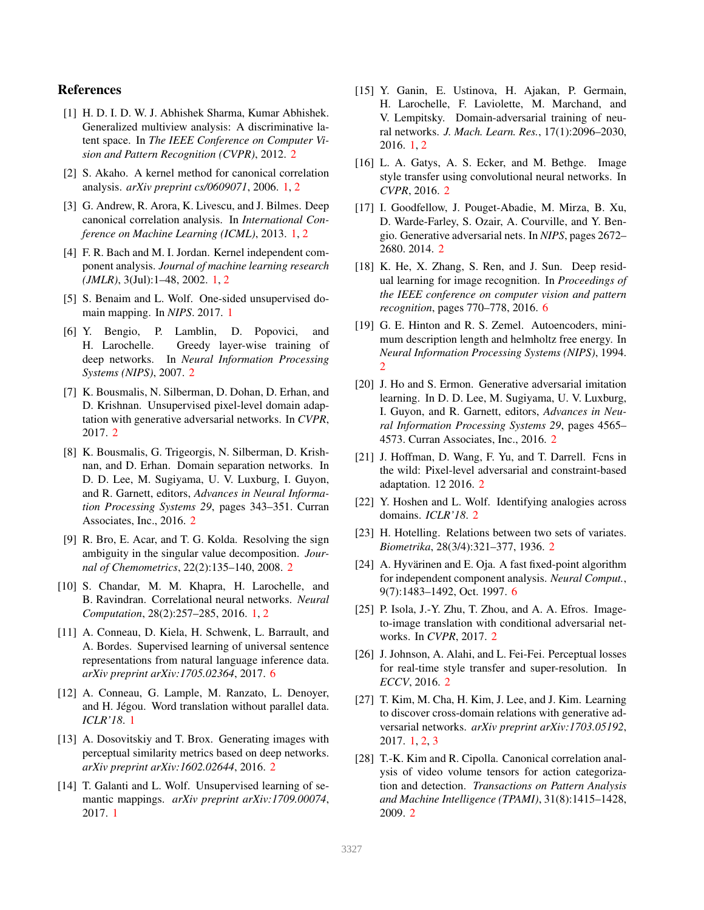## References

[1] H. D. I. D. W. J. Abhishek Sharma, Kumar Abhishek. Generalized multiview analysis: A discriminative latent space. In *The IEEE Conference on Computer Vision and Pattern Recognition (CVPR)*, 2012. 2

[2] S. Akaho. A kernel method for canonical correlation analysis. *arXiv preprint cs/0609071*, 2006. 1, 2

[3] G. Andrew, R. Arora, K. Livescu, and J. Bilmes. Deep canonical correlation analysis. In *International Conference on Machine Learning (ICML)*, 2013. 1, 2

[4] F. R. Bach and M. I. Jordan. Kernel independent component analysis. *Journal of machine learning research (JMLR)*, 3(Jul):1–48, 2002. 1, 2

[5] S. Benaim and L. Wolf. One-sided unsupervised domain mapping. In *NIPS*. 2017. 1

[6] Y. Bengio, P. Lamblin, D. Popovici, and H. Larochelle. Greedy layer-wise training of deep networks. In *Neural Information Processing Systems (NIPS)*, 2007. 2

[7] K. Bousmalis, N. Silberman, D. Dohan, D. Erhan, and D. Krishnan. Unsupervised pixel-level domain adaptation with generative adversarial networks. In *CVPR*, 2017. 2

[8] K. Bousmalis, G. Trigeorgis, N. Silberman, D. Krishnan, and D. Erhan. Domain separation networks. In D. D. Lee, M. Sugiyama, U. V. Luxburg, I. Guyon, and R. Garnett, editors, *Advances in Neural Information Processing Systems 29*, pages 343–351. Curran Associates, Inc., 2016. 2

[9] R. Bro, E. Acar, and T. G. Kolda. Resolving the sign ambiguity in the singular value decomposition. *Journal of Chemometrics*, 22(2):135–140, 2008. 2

[10] S. Chandar, M. M. Khapra, H. Larochelle, and B. Ravindran. Correlational neural networks. *Neural Computation*, 28(2):257–285, 2016. 1, 2

[11] A. Conneau, D. Kiela, H. Schwenk, L. Barrault, and A. Bordes. Supervised learning of universal sentence representations from natural language inference data. *arXiv preprint arXiv:1705.02364*, 2017. 6

[12] A. Conneau, G. Lample, M. Ranzato, L. Denoyer, and H. Jégou. Word translation without parallel data. *ICLR'18*. 1

[13] A. Dosovitskiy and T. Brox. Generating images with perceptual similarity metrics based on deep networks. *arXiv preprint arXiv:1602.02644*, 2016. 2

[14] T. Galanti and L. Wolf. Unsupervised learning of semantic mappings. *arXiv preprint arXiv:1709.00074*, 2017. 1

[15] Y. Ganin, E. Ustinova, H. Ajakan, P. Germain, H. Larochelle, F. Laviolette, M. Marchand, and V. Lempitsky. Domain-adversarial training of neural networks. *J. Mach. Learn. Res.*, 17(1):2096–2030, 2016. 1, 2

[16] L. A. Gatys, A. S. Ecker, and M. Bethge. Image style transfer using convolutional neural networks. In *CVPR*, 2016. 2

[17] I. Goodfellow, J. Pouget-Abadie, M. Mirza, B. Xu, D. Warde-Farley, S. Ozair, A. Courville, and Y. Bengio. Generative adversarial nets. In *NIPS*, pages 2672–2680. 2014. 2

[18] K. He, X. Zhang, S. Ren, and J. Sun. Deep residual learning for image recognition. In *Proceedings of the IEEE conference on computer vision and pattern recognition*, pages 770–778, 2016. 6

[19] G. E. Hinton and R. S. Zemel. Autoencoders, minimum description length and helmholtz free energy. In *Neural Information Processing Systems (NIPS)*, 1994. 2

[20] J. Ho and S. Ermon. Generative adversarial imitation learning. In D. D. Lee, M. Sugiyama, U. V. Luxburg, I. Guyon, and R. Garnett, editors, *Advances in Neural Information Processing Systems 29*, pages 4565–4573. Curran Associates, Inc., 2016. 2

[21] J. Hoffman, D. Wang, F. Yu, and T. Darrell. Fcns in the wild: Pixel-level adversarial and constraint-based adaptation. 12 2016. 2

[22] Y. Hoshen and L. Wolf. Identifying analogies across domains. *ICLR'18*. 2

[23] H. Hotelling. Relations between two sets of variates. *Biometrika*, 28(3/4):321–377, 1936. 2

[24] A. Hyvärinen and E. Oja. A fast fixed-point algorithm for independent component analysis. *Neural Comput.*, 9(7):1483–1492, Oct. 1997. 6

[25] P. Isola, J.-Y. Zhu, T. Zhou, and A. A. Efros. Image-to-image translation with conditional adversarial networks. In *CVPR*, 2017. 2

[26] J. Johnson, A. Alahi, and L. Fei-Fei. Perceptual losses for real-time style transfer and super-resolution. In *ECCV*, 2016. 2

[27] T. Kim, M. Cha, H. Kim, J. Lee, and J. Kim. Learning to discover cross-domain relations with generative adversarial networks. *arXiv preprint arXiv:1703.05192*, 2017. 1, 2, 3

[28] T.-K. Kim and R. Cipolla. Canonical correlation analysis of video volume tensors for action categorization and detection. *Transactions on Pattern Analysis and Machine Intelligence (TPAMI)*, 31(8):1415–1428, 2009. 2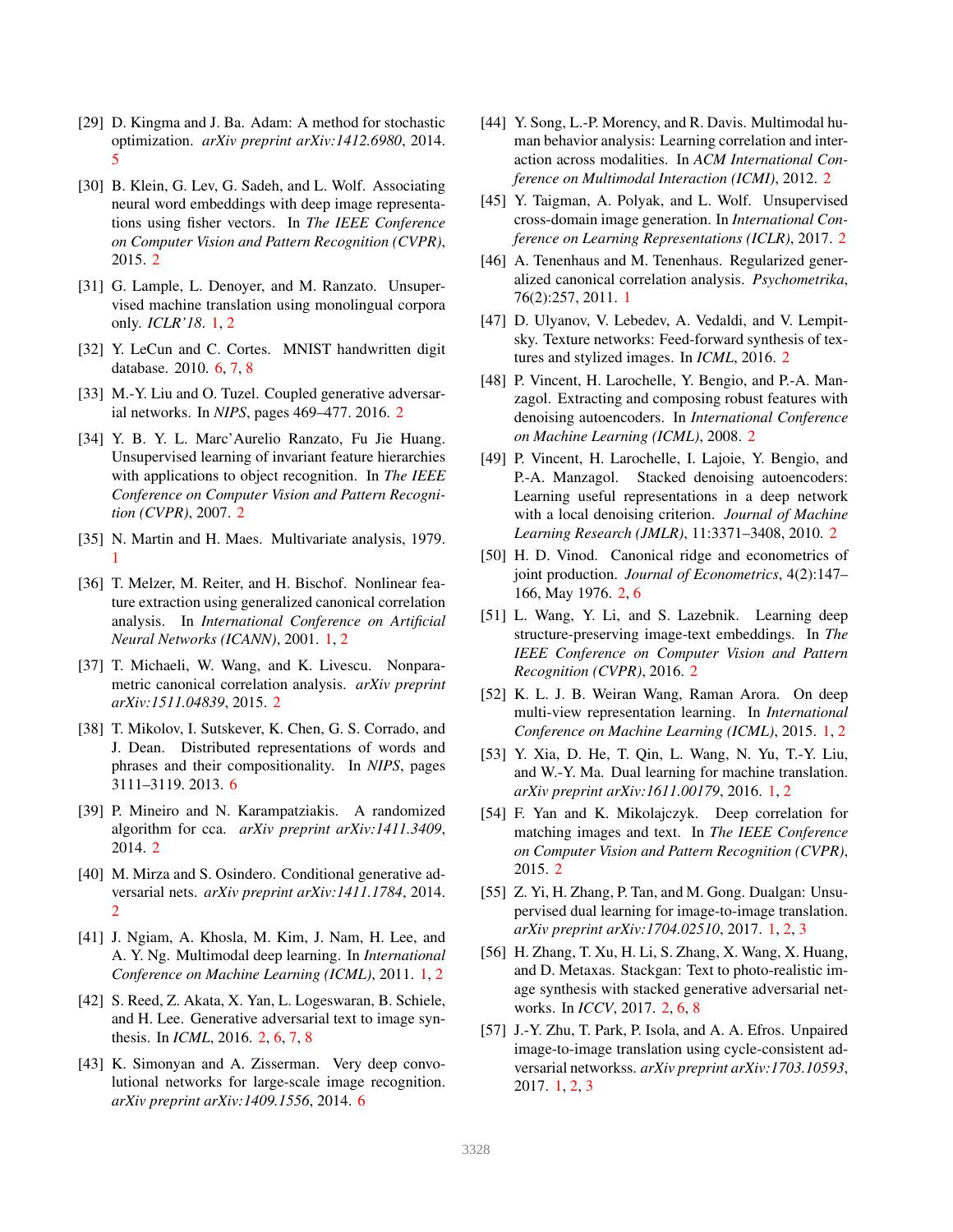[29] D. Kingma and J. Ba. Adam: A method for stochastic optimization. *arXiv preprint arXiv:1412.6980*, 2014. 5

[30] B. Klein, G. Lev, G. Sadeh, and L. Wolf. Associating neural word embeddings with deep image representations using fisher vectors. In *The IEEE Conference on Computer Vision and Pattern Recognition (CVPR)*, 2015. 2

[31] G. Lample, L. Denoyer, and M. Ranzato. Unsupervised machine translation using monolingual corpora only. *ICLR'18*. 1, 2

[32] Y. LeCun and C. Cortes. MNIST handwritten digit database. 2010. 6, 7, 8

[33] M.-Y. Liu and O. Tuzel. Coupled generative adversarial networks. In *NIPS*, pages 469–477. 2016. 2

[34] Y. B. Y. L. Marc'Aurelio Ranzato, Fu Jie Huang. Unsupervised learning of invariant feature hierarchies with applications to object recognition. In *The IEEE Conference on Computer Vision and Pattern Recognition (CVPR)*, 2007. 2

[35] N. Martin and H. Maes. Multivariate analysis, 1979. 1

[36] T. Melzer, M. Reiter, and H. Bischof. Nonlinear feature extraction using generalized canonical correlation analysis. In *International Conference on Artificial Neural Networks (ICANN)*, 2001. 1, 2

[37] T. Michaeli, W. Wang, and K. Livescu. Nonparametric canonical correlation analysis. *arXiv preprint arXiv:1511.04839*, 2015. 2

[38] T. Mikolov, I. Sutskever, K. Chen, G. S. Corrado, and J. Dean. Distributed representations of words and phrases and their compositionality. In *NIPS*, pages 3111–3119. 2013. 6

[39] P. Mineiro and N. Karampatziakis. A randomized algorithm for cca. *arXiv preprint arXiv:1411.3409*, 2014. 2

[40] M. Mirza and S. Osindero. Conditional generative adversarial nets. *arXiv preprint arXiv:1411.1784*, 2014. 2

[41] J. Ngiam, A. Khosla, M. Kim, J. Nam, H. Lee, and A. Y. Ng. Multimodal deep learning. In *International Conference on Machine Learning (ICML)*, 2011. 1, 2

[42] S. Reed, Z. Akata, X. Yan, L. Logeswaran, B. Schiele, and H. Lee. Generative adversarial text to image synthesis. In *ICML*, 2016. 2, 6, 7, 8

[43] K. Simonyan and A. Zisserman. Very deep convolutional networks for large-scale image recognition. *arXiv preprint arXiv:1409.1556*, 2014. 6

[44] Y. Song, L.-P. Morency, and R. Davis. Multimodal human behavior analysis: Learning correlation and interaction across modalities. In *ACM International Conference on Multimodal Interaction (ICMI)*, 2012. 2

[45] Y. Taigman, A. Polyak, and L. Wolf. Unsupervised cross-domain image generation. In *International Conference on Learning Representations (ICLR)*, 2017. 2

[46] A. Tenenhaus and M. Tenenhaus. Regularized generalized canonical correlation analysis. *Psychometrika*, 76(2):257, 2011. 1

[47] D. Ulyanov, V. Lebedev, A. Vedaldi, and V. Lempitsky. Texture networks: Feed-forward synthesis of textures and stylized images. In *ICML*, 2016. 2

[48] P. Vincent, H. Larochelle, Y. Bengio, and P.-A. Manzagol. Extracting and composing robust features with denoising autoencoders. In *International Conference on Machine Learning (ICML)*, 2008. 2

[49] P. Vincent, H. Larochelle, I. Lajoie, Y. Bengio, and P.-A. Manzagol. Stacked denoising autoencoders: Learning useful representations in a deep network with a local denoising criterion. *Journal of Machine Learning Research (JMLR)*, 11:3371–3408, 2010. 2

[50] H. D. Vinod. Canonical ridge and econometrics of joint production. *Journal of Econometrics*, 4(2):147–166, May 1976. 2, 6

[51] L. Wang, Y. Li, and S. Lazebnik. Learning deep structure-preserving image-text embeddings. In *The IEEE Conference on Computer Vision and Pattern Recognition (CVPR)*, 2016. 2

[52] K. L. J. B. Weiran Wang, Raman Arora. On deep multi-view representation learning. In *International Conference on Machine Learning (ICML)*, 2015. 1, 2

[53] Y. Xia, D. He, T. Qin, L. Wang, N. Yu, T.-Y. Liu, and W.-Y. Ma. Dual learning for machine translation. *arXiv preprint arXiv:1611.00179*, 2016. 1, 2

[54] F. Yan and K. Mikolajczyk. Deep correlation for matching images and text. In *The IEEE Conference on Computer Vision and Pattern Recognition (CVPR)*, 2015. 2

[55] Z. Yi, H. Zhang, P. Tan, and M. Gong. Dualgan: Unsupervised dual learning for image-to-image translation. *arXiv preprint arXiv:1704.02510*, 2017. 1, 2, 3

[56] H. Zhang, T. Xu, H. Li, S. Zhang, X. Wang, X. Huang, and D. Metaxas. Stackgan: Text to photo-realistic image synthesis with stacked generative adversarial networks. In *ICCV*, 2017. 2, 6, 8

[57] J.-Y. Zhu, T. Park, P. Isola, and A. A. Efros. Unpaired image-to-image translation using cycle-consistent adversarial networkss. *arXiv preprint arXiv:1703.10593*, 2017. 1, 2, 3